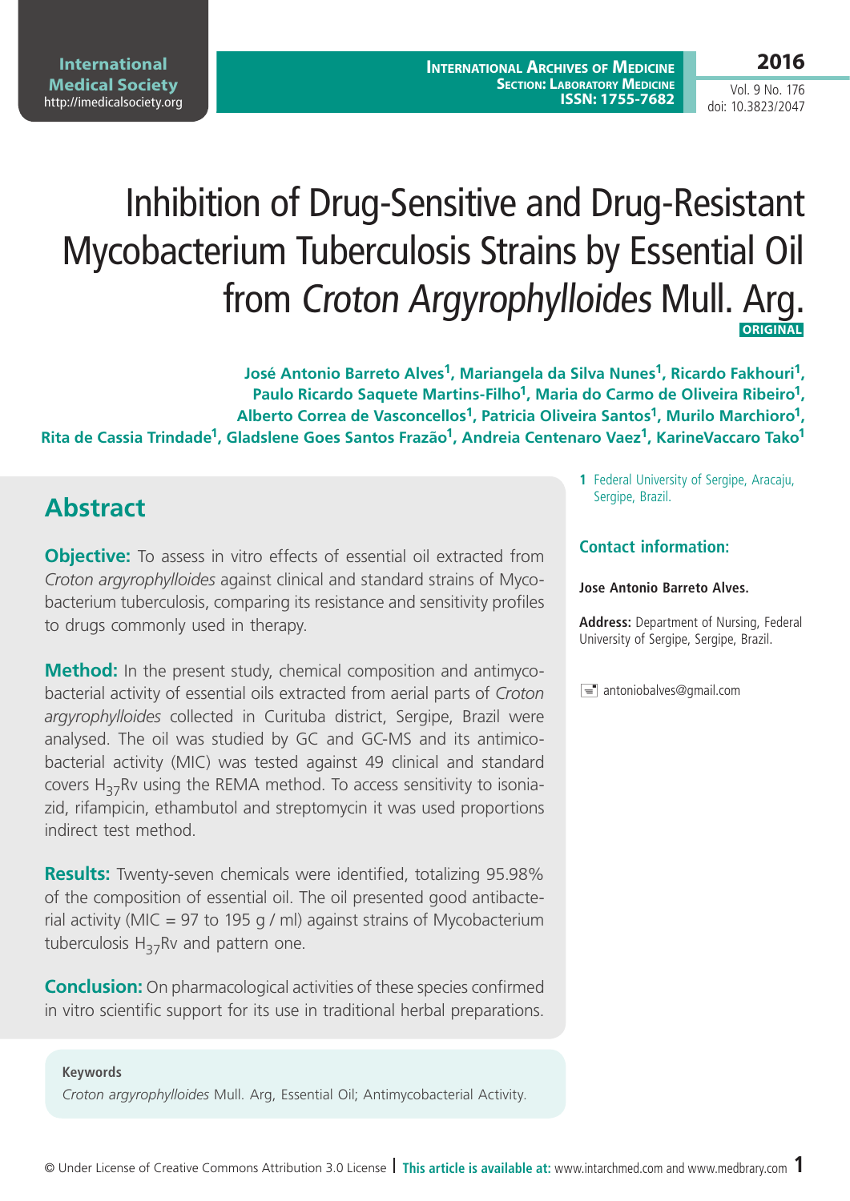# Inhibition of Drug-Sensitive and Drug-Resistant Mycobacterium Tuberculosis Strains by Essential Oil from *Croton Argyrophylloides* Mull. Arg.

**ORIGINAL**

**José Antonio Barreto Alves[1], Mariangela da Silva Nunes[1], Ricardo Fakhouri[1], Paulo Ricardo Saquete Martins-Filho[1], Maria do Carmo de Oliveira Ribeiro[1], Alberto Correa de Vasconcellos[1], Patricia Oliveira Santos[1], Murilo Marchioro[1], Rita de Cassia Trindade[1], Gladslene Goes Santos Frazão[1], Andreia Centenaro Vaez[1], KarineVaccaro Tako[1]**

1 Federal University of Sergipe, Aracaju, Sergipe, Brazil.

**Contact information:**

**Jose Antonio Barreto Alves.**

**Address:** Department of Nursing, Federal University of Sergipe, Sergipe, Brazil.

antoniobalves@gmail.com

## Abstract

**Objective:** To assess in vitro effects of essential oil extracted from *Croton argyrophylloides* against clinical and standard strains of Mycobacterium tuberculosis, comparing its resistance and sensitivity profiles to drugs commonly used in therapy.

**Method:** In the present study, chemical composition and antimycobacterial activity of essential oils extracted from aerial parts of *Croton argyrophylloides* collected in Curituba district, Sergipe, Brazil were analysed. The oil was studied by GC and GC-MS and its antimicobacterial activity (MIC) was tested against 49 clinical and standard covers $H_{37}Rv$ using the REMA method. To access sensitivity to isoniazid, rifampicin, ethambutol and streptomycin it was used proportions indirect test method.

**Results:** Twenty-seven chemicals were identified, totalizing 95.98% of the composition of essential oil. The oil presented good antibacterial activity (MIC = 97 to 195 g / ml) against strains of Mycobacterium tuberculosis $H_{37}Rv$ and pattern one.

**Conclusion:** On pharmacological activities of these species confirmed in vitro scientific support for its use in traditional herbal preparations.

**Keywords**

*Croton argyrophylloides* Mull. Arg, Essential Oil; Antimycobacterial Activity.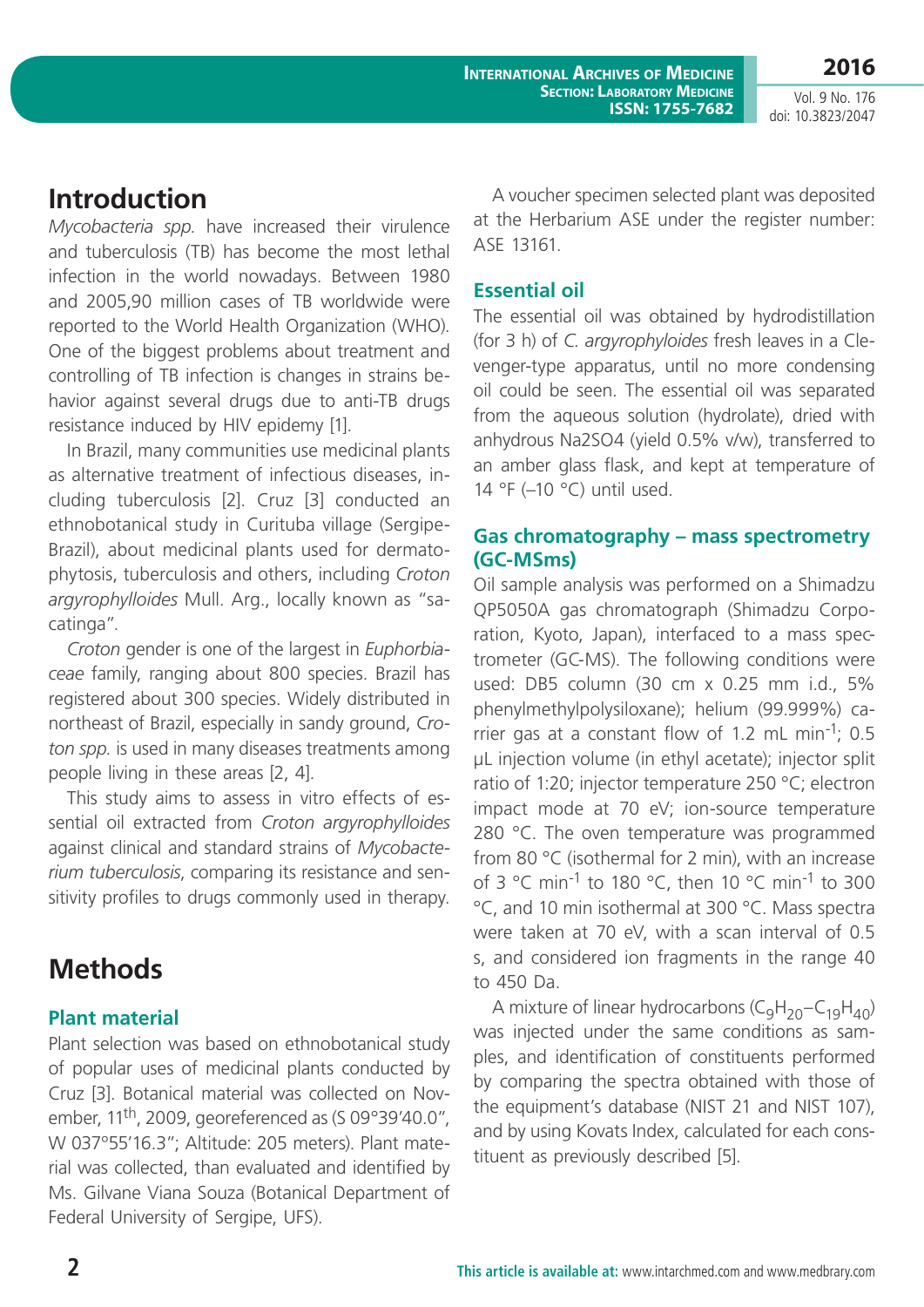# Introduction

*Mycobacteria spp.* have increased their virulence and tuberculosis (TB) has become the most lethal infection in the world nowadays. Between 1980 and 2005,90 million cases of TB worldwide were reported to the World Health Organization (WHO). One of the biggest problems about treatment and controlling of TB infection is changes in strains behavior against several drugs due to anti-TB drugs resistance induced by HIV epidemy [1].

In Brazil, many communities use medicinal plants as alternative treatment of infectious diseases, including tuberculosis [2]. Cruz [3] conducted an ethnobotanical study in Curituba village (Sergipe-Brazil), about medicinal plants used for dermatophytosis, tuberculosis and others, including *Croton argyrophylloides* Mull. Arg., locally known as "sacatinga".

*Croton* gender is one of the largest in *Euphorbiaceae* family, ranging about 800 species. Brazil has registered about 300 species. Widely distributed in northeast of Brazil, especially in sandy ground, *Croton spp.* is used in many diseases treatments among people living in these areas [2, 4].

This study aims to assess in vitro effects of essential oil extracted from *Croton argyrophylloides* against clinical and standard strains of *Mycobacterium tuberculosis*, comparing its resistance and sensitivity profiles to drugs commonly used in therapy.

# Methods

## Plant material

Plant selection was based on ethnobotanical study of popular uses of medicinal plants conducted by Cruz [3]. Botanical material was collected on November, 11th, 2009, georeferenced as (S 09°39'40.0", W 037°55'16.3"; Altitude: 205 meters). Plant material was collected, than evaluated and identified by Ms. Gilvane Viana Souza (Botanical Department of Federal University of Sergipe, UFS).

A voucher specimen selected plant was deposited at the Herbarium ASE under the register number: ASE 13161.

## Essential oil

The essential oil was obtained by hydrodistillation (for 3 h) of *C. argyrophyloides* fresh leaves in a Clevenger-type apparatus, until no more condensing oil could be seen. The essential oil was separated from the aqueous solution (hydrolate), dried with anhydrous Na2SO4 (yield 0.5% v/w), transferred to an amber glass flask, and kept at temperature of 14 °F (–10 °C) until used.

## Gas chromatography – mass spectrometry (GC-MSms)

Oil sample analysis was performed on a Shimadzu QP5050A gas chromatograph (Shimadzu Corporation, Kyoto, Japan), interfaced to a mass spectrometer (GC-MS). The following conditions were used: DB5 column (30 cm x 0.25 mm i.d., 5% phenylmethylpolysiloxane); helium (99.999%) carrier gas at a constant flow of 1.2 mL $min^{-1}$; 0.5 µL injection volume (in ethyl acetate); injector split ratio of 1:20; injector temperature 250 °C; electron impact mode at 70 eV; ion-source temperature 280 °C. The oven temperature was programmed from 80 °C (isothermal for 2 min), with an increase of 3 °C $min^{-1}$ to 180 °C, then 10 °C $min^{-1}$ to 300 °C, and 10 min isothermal at 300 °C. Mass spectra were taken at 70 eV, with a scan interval of 0.5 s, and considered ion fragments in the range 40 to 450 Da.

A mixture of linear hydrocarbons ($C_9H_{20}$–$C_{19}H_{40}$) was injected under the same conditions as samples, and identification of constituents performed by comparing the spectra obtained with those of the equipment's database (NIST 21 and NIST 107), and by using Kovats Index, calculated for each constituent as previously described [5].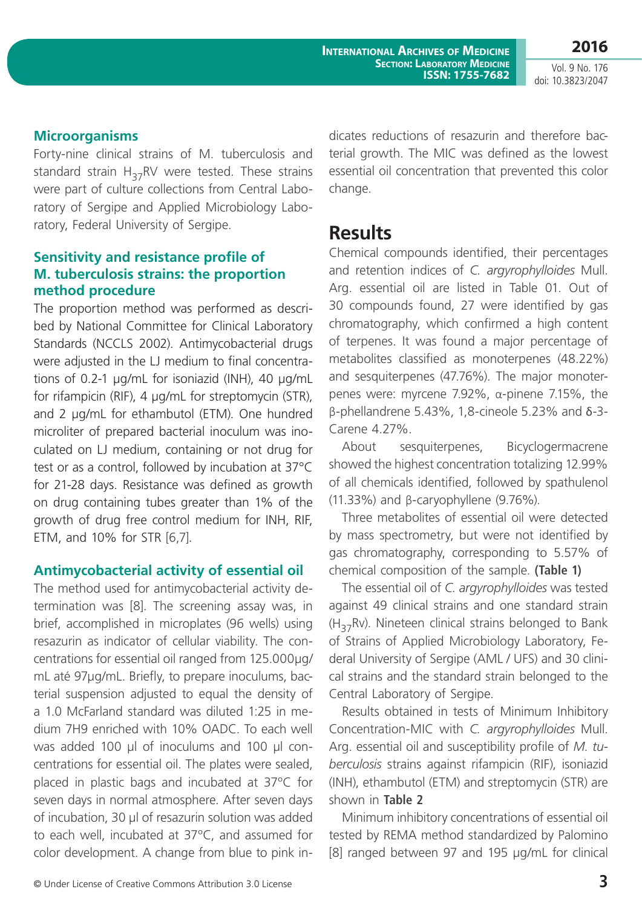### Microorganisms

Forty-nine clinical strains of M. tuberculosis and standard strain $H_{37}RV$ were tested. These strains were part of culture collections from Central Laboratory of Sergipe and Applied Microbiology Laboratory, Federal University of Sergipe.

### Sensitivity and resistance profile of M. tuberculosis strains: the proportion method procedure

The proportion method was performed as described by National Committee for Clinical Laboratory Standards (NCCLS 2002). Antimycobacterial drugs were adjusted in the LJ medium to final concentrations of 0.2-1 µg/mL for isoniazid (INH), 40 µg/mL for rifampicin (RIF), 4 µg/mL for streptomycin (STR), and 2 µg/mL for ethambutol (ETM). One hundred microliter of prepared bacterial inoculum was inoculated on LJ medium, containing or not drug for test or as a control, followed by incubation at 37°C for 21-28 days. Resistance was defined as growth on drug containing tubes greater than 1% of the growth of drug free control medium for INH, RIF, ETM, and 10% for STR [6,7].

### Antimycobacterial activity of essential oil

The method used for antimycobacterial activity determination was [8]. The screening assay was, in brief, accomplished in microplates (96 wells) using resazurin as indicator of cellular viability. The concentrations for essential oil ranged from 125.000µg/mL até 97µg/mL. Briefly, to prepare inoculums, bacterial suspension adjusted to equal the density of a 1.0 McFarland standard was diluted 1:25 in medium 7H9 enriched with 10% OADC. To each well was added 100 µl of inoculums and 100 µl concentrations for essential oil. The plates were sealed, placed in plastic bags and incubated at 37ºC for seven days in normal atmosphere. After seven days of incubation, 30 µl of resazurin solution was added to each well, incubated at 37ºC, and assumed for color development. A change from blue to pink indicates reductions of resazurin and therefore bacterial growth. The MIC was defined as the lowest essential oil concentration that prevented this color change.

## Results

Chemical compounds identified, their percentages and retention indices of *C. argyrophylloides* Mull. Arg. essential oil are listed in Table 01. Out of 30 compounds found, 27 were identified by gas chromatography, which confirmed a high content of terpenes. It was found a major percentage of metabolites classified as monoterpenes (48.22%) and sesquiterpenes (47.76%). The major monoterpenes were: myrcene 7.92%, α-pinene 7.15%, the β-phellandrene 5.43%, 1,8-cineole 5.23% and δ-3-Carene 4.27%.

About sesquiterpenes, Bicyclogermacrene showed the highest concentration totalizing 12.99% of all chemicals identified, followed by spathulenol (11.33%) and β-caryophyllene (9.76%).

Three metabolites of essential oil were detected by mass spectrometry, but were not identified by gas chromatography, corresponding to 5.57% of chemical composition of the sample. **(Table 1)**

The essential oil of *C. argyrophylloides* was tested against 49 clinical strains and one standard strain ($H_{37}Rv$). Nineteen clinical strains belonged to Bank of Strains of Applied Microbiology Laboratory, Federal University of Sergipe (AML / UFS) and 30 clinical strains and the standard strain belonged to the Central Laboratory of Sergipe.

Results obtained in tests of Minimum Inhibitory Concentration-MIC with *C. argyrophylloides* Mull. Arg. essential oil and susceptibility profile of *M. tuberculosis* strains against rifampicin (RIF), isoniazid (INH), ethambutol (ETM) and streptomycin (STR) are shown in **Table 2**

Minimum inhibitory concentrations of essential oil tested by REMA method standardized by Palomino [8] ranged between 97 and 195 µg/mL for clinical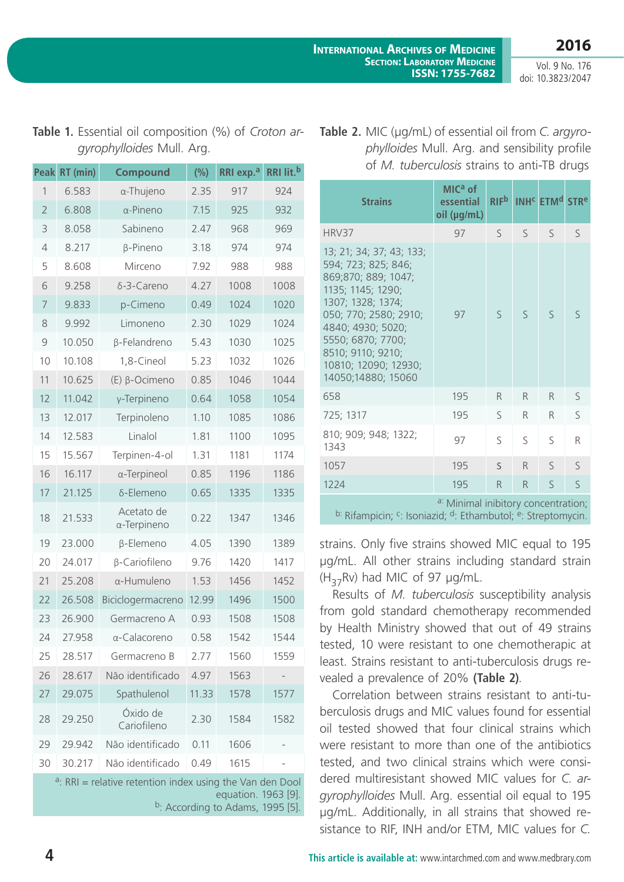**Table 1.** Essential oil composition (%) of *Croton argyrophylloides* Mull. Arg.

| Peak | RT (min) | Compound | (%) | RRI exp.[a] | RRI lit.[b] |
|---|---|---|---|---|---|
| 1 | 6.583 | α-Thujeno | 2.35 | 917 | 924 |
| 2 | 6.808 | α-Pineno | 7.15 | 925 | 932 |
| 3 | 8.058 | Sabineno | 2.47 | 968 | 969 |
| 4 | 8.217 | β-Pineno | 3.18 | 974 | 974 |
| 5 | 8.608 | Mirceno | 7.92 | 988 | 988 |
| 6 | 9.258 | δ-3-Careno | 4.27 | 1008 | 1008 |
| 7 | 9.833 | p-Cimeno | 0.49 | 1024 | 1020 |
| 8 | 9.992 | Limoneno | 2.30 | 1029 | 1024 |
| 9 | 10.050 | β-Felandreno | 5.43 | 1030 | 1025 |
| 10 | 10.108 | 1,8-Cineol | 5.23 | 1032 | 1026 |
| 11 | 10.625 | (E) β-Ocimeno | 0.85 | 1046 | 1044 |
| 12 | 11.042 | γ-Terpineno | 0.64 | 1058 | 1054 |
| 13 | 12.017 | Terpinoleno | 1.10 | 1085 | 1086 |
| 14 | 12.583 | Linalol | 1.81 | 1100 | 1095 |
| 15 | 15.567 | Terpinen-4-ol | 1.31 | 1181 | 1174 |
| 16 | 16.117 | α-Terpineol | 0.85 | 1196 | 1186 |
| 17 | 21.125 | δ-Elemeno | 0.65 | 1335 | 1335 |
| 18 | 21.533 | Acetato de α-Terpineno | 0.22 | 1347 | 1346 |
| 19 | 23.000 | β-Elemeno | 4.05 | 1390 | 1389 |
| 20 | 24.017 | β-Cariofileno | 9.76 | 1420 | 1417 |
| 21 | 25.208 | α-Humuleno | 1.53 | 1456 | 1452 |
| 22 | 26.508 | Biciclogermacreno | 12.99 | 1496 | 1500 |
| 23 | 26.900 | Germacreno A | 0.93 | 1508 | 1508 |
| 24 | 27.958 | α-Calacoreno | 0.58 | 1542 | 1544 |
| 25 | 28.517 | Germacreno B | 2.77 | 1560 | 1559 |
| 26 | 28.617 | Não identificado | 4.97 | 1563 | - |
| 27 | 29.075 | Spathulenol | 11.33 | 1578 | 1577 |
| 28 | 29.250 | Óxido de Cariofileno | 2.30 | 1584 | 1582 |
| 29 | 29.942 | Não identificado | 0.11 | 1606 | - |
| 30 | 30.217 | Não identificado | 0.49 | 1615 | - |

[a]: RRI = relative retention index using the Van den Dool equation. 1963 [9].
[b]: According to Adams, 1995 [5].

**Table 2.** MIC (µg/mL) of essential oil from *C. argyrophylloides* Mull. Arg. and sensibility profile of *M. tuberculosis* strains to anti-TB drugs

| Strains | MIC[a] of essential oil (µg/mL) | RIF[b] | INH[c] | ETM[d] | STR[e] |
|---|---|---|---|---|---|
| HRV37 | 97 | S | S | S | S |
| 13; 21; 34; 37; 43; 133; 594; 723; 825; 846; 869;870; 889; 1047; 1135; 1145; 1290; 1307; 1328; 1374; 050; 770; 2580; 2910; 4840; 4930; 5020; 5550; 6870; 7700; 8510; 9110; 9210; 10810; 12090; 12930; 14050;14880; 15060 | 97 | S | S | S | S |
| 658 | 195 | R | R | R | S |
| 725; 1317 | 195 | S | R | R | S |
| 810; 909; 948; 1322; 1343 | 97 | S | S | S | R |
| 1057 | 195 | S | R | S | S |
| 1224 | 195 | R | R | S | S |

[a]: Minimal inibitory concentration; [b]: Rifampicin; [c]: Isoniazid; [d]: Ethambutol; [e]: Streptomycin.

strains. Only five strains showed MIC equal to 195 µg/mL. All other strains including standard strain ($H_{37}$Rv) had MIC of 97 µg/mL.

Results of *M. tuberculosis* susceptibility analysis from gold standard chemotherapy recommended by Health Ministry showed that out of 49 strains tested, 10 were resistant to one chemotherapic at least. Strains resistant to anti-tuberculosis drugs revealed a prevalence of 20% **(Table 2)**.

Correlation between strains resistant to anti-tuberculosis drugs and MIC values found for essential oil tested showed that four clinical strains which were resistant to more than one of the antibiotics tested, and two clinical strains which were considered multiresistant showed MIC values for *C. argyrophylloides* Mull. Arg. essential oil equal to 195 µg/mL. Additionally, in all strains that showed resistance to RIF, INH and/or ETM, MIC values for *C.*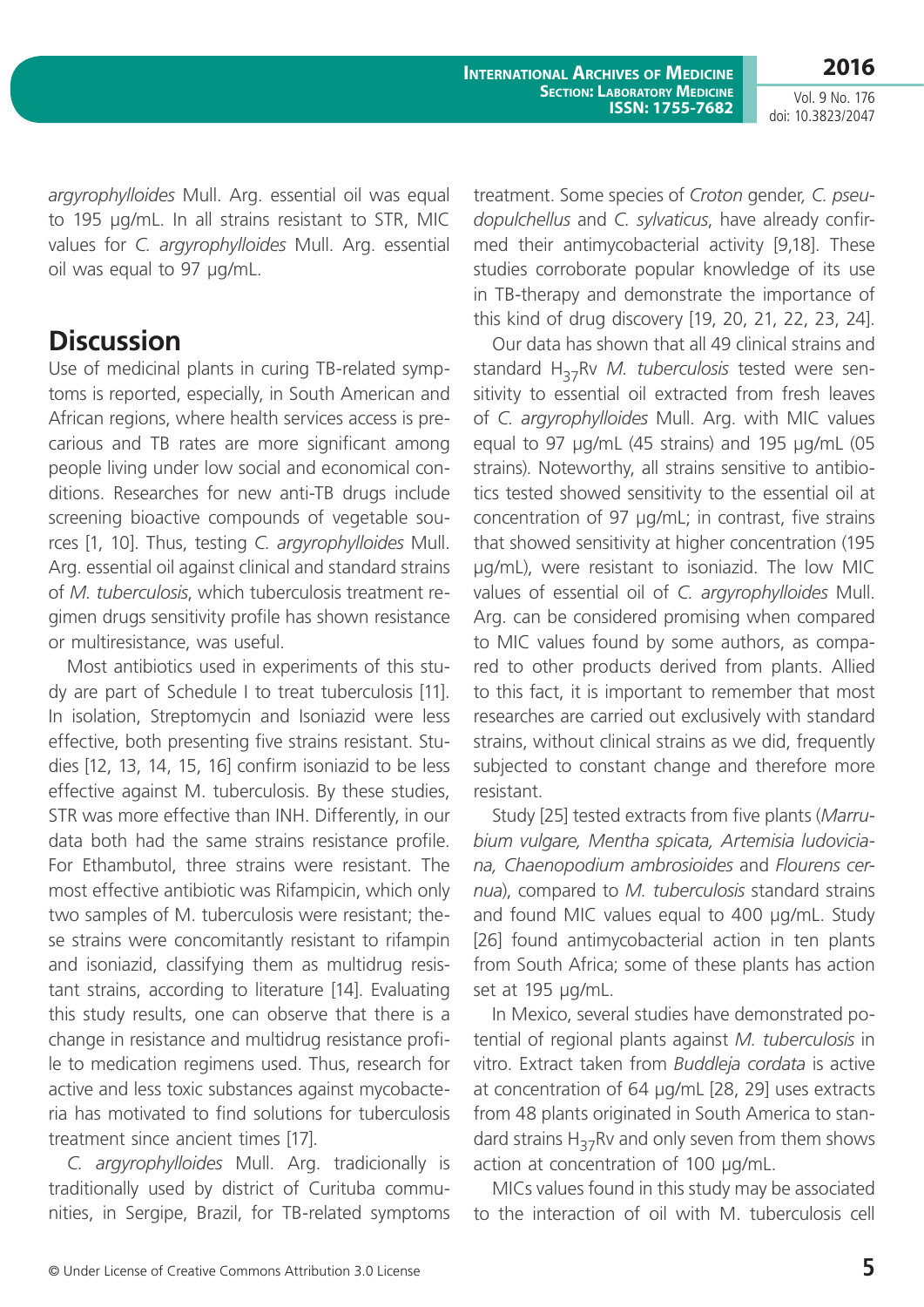*argyrophylloides* Mull. Arg. essential oil was equal to 195 µg/mL. In all strains resistant to STR, MIC values for *C. argyrophylloides* Mull. Arg. essential oil was equal to 97 µg/mL.

## Discussion

Use of medicinal plants in curing TB-related symptoms is reported, especially, in South American and African regions, where health services access is precarious and TB rates are more significant among people living under low social and economical conditions. Researches for new anti-TB drugs include screening bioactive compounds of vegetable sources [1, 10]. Thus, testing *C. argyrophylloides* Mull. Arg. essential oil against clinical and standard strains of *M. tuberculosis*, which tuberculosis treatment regimen drugs sensitivity profile has shown resistance or multiresistance, was useful.

Most antibiotics used in experiments of this study are part of Schedule I to treat tuberculosis [11]. In isolation, Streptomycin and Isoniazid were less effective, both presenting five strains resistant. Studies [12, 13, 14, 15, 16] confirm isoniazid to be less effective against M. tuberculosis. By these studies, STR was more effective than INH. Differently, in our data both had the same strains resistance profile. For Ethambutol, three strains were resistant. The most effective antibiotic was Rifampicin, which only two samples of M. tuberculosis were resistant; these strains were concomitantly resistant to rifampin and isoniazid, classifying them as multidrug resistant strains, according to literature [14]. Evaluating this study results, one can observe that there is a change in resistance and multidrug resistance profile to medication regimens used. Thus, research for active and less toxic substances against mycobacteria has motivated to find solutions for tuberculosis treatment since ancient times [17].

*C. argyrophylloides* Mull. Arg. tradicionally is traditionally used by district of Curituba communities, in Sergipe, Brazil, for TB-related symptoms treatment. Some species of *Croton* gender, *C. pseudopulchellus* and *C. sylvaticus*, have already confirmed their antimycobacterial activity [9,18]. These studies corroborate popular knowledge of its use in TB-therapy and demonstrate the importance of this kind of drug discovery [19, 20, 21, 22, 23, 24].

Our data has shown that all 49 clinical strains and standard $H_{37}Rv$ *M. tuberculosis* tested were sensitivity to essential oil extracted from fresh leaves of *C. argyrophylloides* Mull. Arg. with MIC values equal to 97 µg/mL (45 strains) and 195 µg/mL (05 strains). Noteworthy, all strains sensitive to antibiotics tested showed sensitivity to the essential oil at concentration of 97 µg/mL; in contrast, five strains that showed sensitivity at higher concentration (195 µg/mL), were resistant to isoniazid. The low MIC values of essential oil of *C. argyrophylloides* Mull. Arg. can be considered promising when compared to MIC values found by some authors, as compared to other products derived from plants. Allied to this fact, it is important to remember that most researches are carried out exclusively with standard strains, without clinical strains as we did, frequently subjected to constant change and therefore more resistant.

Study [25] tested extracts from five plants (*Marrubium vulgare, Mentha spicata, Artemisia ludoviciana, Chaenopodium ambrosioides* and *Florens cernua*), compared to *M. tuberculosis* standard strains and found MIC values equal to 400 µg/mL. Study [26] found antimycobacterial action in ten plants from South Africa; some of these plants has action set at 195 µg/mL.

In Mexico, several studies have demonstrated potential of regional plants against *M. tuberculosis* in vitro. Extract taken from *Buddleja cordata* is active at concentration of 64 µg/mL [28, 29] uses extracts from 48 plants originated in South America to standard strains $H_{37}Rv$ and only seven from them shows action at concentration of 100 µg/mL.

MICs values found in this study may be associated to the interaction of oil with M. tuberculosis cell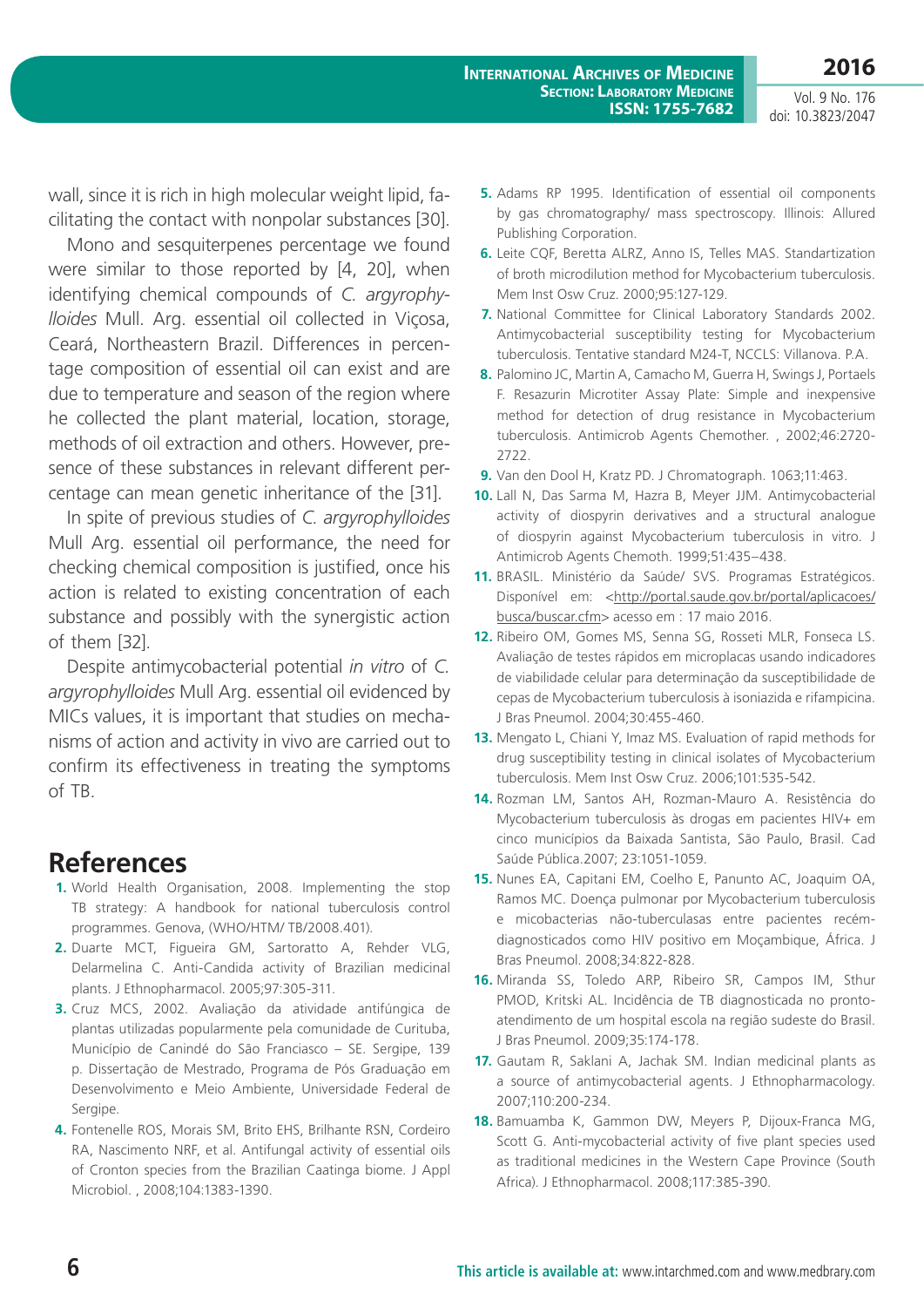wall, since it is rich in high molecular weight lipid, facilitating the contact with nonpolar substances [30].

Mono and sesquiterpenes percentage we found were similar to those reported by [4, 20], when identifying chemical compounds of *C. argyrophylloides* Mull. Arg. essential oil collected in Viçosa, Ceará, Northeastern Brazil. Differences in percentage composition of essential oil can exist and are due to temperature and season of the region where he collected the plant material, location, storage, methods of oil extraction and others. However, presence of these substances in relevant different percentage can mean genetic inheritance of the [31].

In spite of previous studies of *C. argyrophylloides* Mull Arg. essential oil performance, the need for checking chemical composition is justified, once his action is related to existing concentration of each substance and possibly with the synergistic action of them [32].

Despite antimycobacterial potential *in vitro* of *C. argyrophylloides* Mull Arg. essential oil evidenced by MICs values, it is important that studies on mechanisms of action and activity in vivo are carried out to confirm its effectiveness in treating the symptoms of TB.

## References

1. World Health Organisation, 2008. Implementing the stop TB strategy: A handbook for national tuberculosis control programmes. Genova, (WHO/HTM/ TB/2008.401).
2. Duarte MCT, Figueira GM, Sartoratto A, Rehder VLG, Delarmelina C. Anti-Candida activity of Brazilian medicinal plants. J Ethnopharmacol. 2005;97:305-311.
3. Cruz MCS, 2002. Avaliação da atividade antifúngica de plantas utilizadas popularmente pela comunidade de Curituba, Município de Canindé do São Franciasco – SE. Sergipe, 139 p. Dissertação de Mestrado, Programa de Pós Graduação em Desenvolvimento e Meio Ambiente, Universidade Federal de Sergipe.
4. Fontenelle ROS, Morais SM, Brito EHS, Brilhante RSN, Cordeiro RA, Nascimento NRF, et al. Antifungal activity of essential oils of Cronton species from the Brazilian Caatinga biome. J Appl Microbiol. , 2008;104:1383-1390.
5. Adams RP 1995. Identification of essential oil components by gas chromatography/ mass spectroscopy. Illinois: Allured Publishing Corporation.
6. Leite CQF, Beretta ALRZ, Anno IS, Telles MAS. Standartization of broth microdilution method for Mycobacterium tuberculosis. Mem Inst Osw Cruz. 2000;95:127-129.
7. National Committee for Clinical Laboratory Standards 2002. Antimycobacterial susceptibility testing for Mycobacterium tuberculosis. Tentative standard M24-T, NCCLS: Villanova. P.A.
8. Palomino JC, Martin A, Camacho M, Guerra H, Swings J, Portaels F. Resazurin Microtiter Assay Plate: Simple and inexpensive method for detection of drug resistance in Mycobacterium tuberculosis. Antimicrob Agents Chemother. , 2002;46:2720-2722.
9. Van den Dool H, Kratz PD. J Chromatograph. 1063;11:463.
10. Lall N, Das Sarma M, Hazra B, Meyer JJM. Antimycobacterial activity of diospyrin derivatives and a structural analogue of diospyrin against Mycobacterium tuberculosis in vitro. J Antimicrob Agents Chemoth. 1999;51:435–438.
11. BRASIL. Ministério da Saúde/ SVS. Programas Estratégicos. Disponível em: <http://portal.saude.gov.br/portal/aplicacoes/busca/buscar.cfm> acesso em : 17 maio 2016.
12. Ribeiro OM, Gomes MS, Senna SG, Rosseti MLR, Fonseca LS. Avaliação de testes rápidos em microplacas usando indicadores de viabilidade celular para determinação da susceptibilidade de cepas de Mycobacterium tuberculosis à isoniazida e rifampicina. J Bras Pneumol. 2004;30:455-460.
13. Mengato L, Chiani Y, Imaz MS. Evaluation of rapid methods for drug susceptibility testing in clinical isolates of Mycobacterium tuberculosis. Mem Inst Osw Cruz. 2006;101:535-542.
14. Rozman LM, Santos AH, Rozman-Mauro A. Resistência do Mycobacterium tuberculosis às drogas em pacientes HIV+ em cinco municípios da Baixada Santista, São Paulo, Brasil. Cad Saúde Pública.2007; 23:1051-1059.
15. Nunes EA, Capitani EM, Coelho E, Panunto AC, Joaquim OA, Ramos MC. Doença pulmonar por Mycobacterium tuberculosis e micobacterias não-tuberculasas entre pacientes recém-diagnosticados como HIV positivo em Moçambique, África. J Bras Pneumol. 2008;34:822-828.
16. Miranda SS, Toledo ARP, Ribeiro SR, Campos IM, Sthur PMOD, Kritski AL. Incidência de TB diagnosticada no pronto-atendimento de um hospital escola na região sudeste do Brasil. J Bras Pneumol. 2009;35:174-178.
17. Gautam R, Saklani A, Jachak SM. Indian medicinal plants as a source of antimycobacterial agents. J Ethnopharmacology. 2007;110:200-234.
18. Bamuamba K, Gammon DW, Meyers P, Dijoux-Franca MG, Scott G. Anti-mycobacterial activity of five plant species used as traditional medicines in the Western Cape Province (South Africa). J Ethnopharmacol. 2008;117:385-390.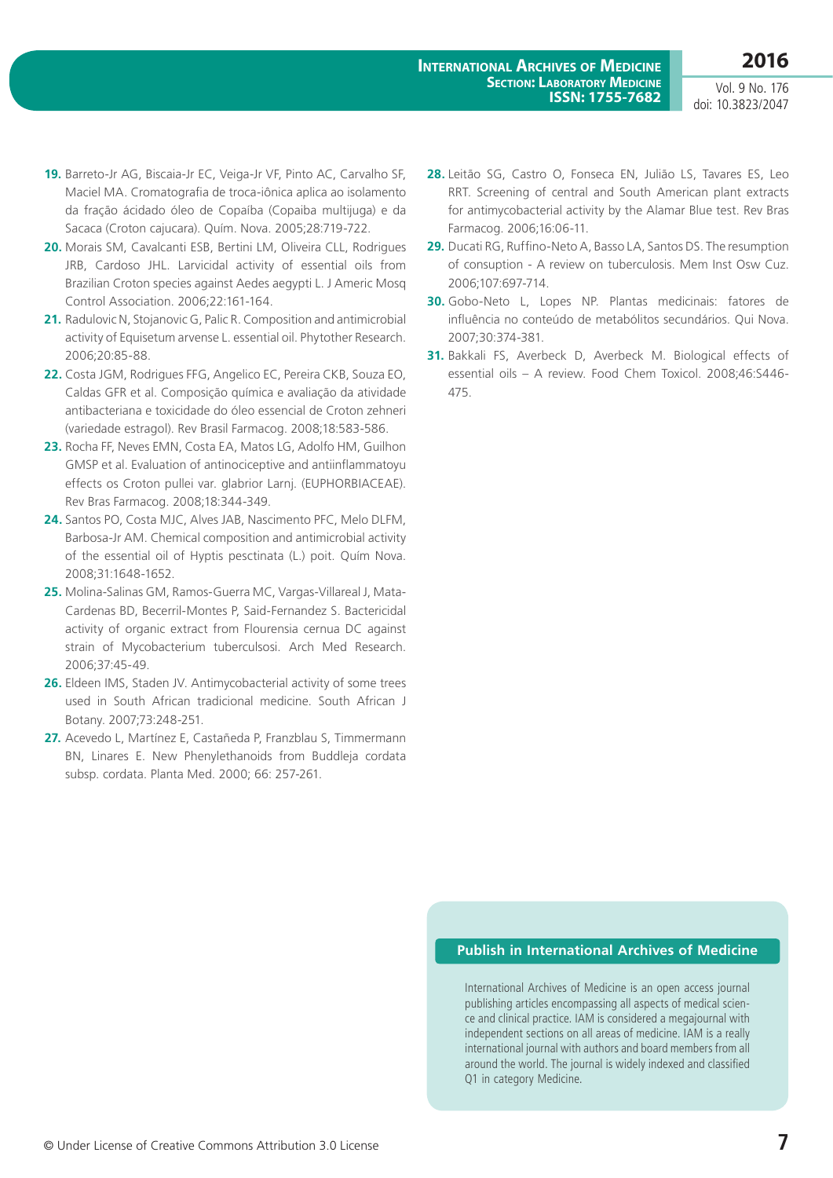19. Barreto-Jr AG, Biscaia-Jr EC, Veiga-Jr VF, Pinto AC, Carvalho SF, Maciel MA. Cromatografia de troca-iônica aplica ao isolamento da fração ácidado óleo de Copaíba (Copaiba multijuga) e da Sacaca (Croton cajucara). Quím. Nova. 2005;28:719-722.
20. Morais SM, Cavalcanti ESB, Bertini LM, Oliveira CLL, Rodrigues JRB, Cardoso JHL. Larvicidal activity of essential oils from Brazilian Croton species against Aedes aegypti L. J Americ Mosq Control Association. 2006;22:161-164.
21. Radulovic N, Stojanovic G, Palic R. Composition and antimicrobial activity of Equisetum arvense L. essential oil. Phytother Research. 2006;20:85-88.
22. Costa JGM, Rodrigues FFG, Angelico EC, Pereira CKB, Souza EO, Caldas GFR et al. Composição química e avaliação da atividade antibacteriana e toxicidade do óleo essencial de Croton zehneri (variedade estragol). Rev Brasil Farmacog. 2008;18:583-586.
23. Rocha FF, Neves EMN, Costa EA, Matos LG, Adolfo HM, Guilhon GMSP et al. Evaluation of antinociceptive and antiinflammatoyu effects os Croton pullei var. glabrior Larnj. (EUPHORBIACEAE). Rev Bras Farmacog. 2008;18:344-349.
24. Santos PO, Costa MJC, Alves JAB, Nascimento PFC, Melo DLFM, Barbosa-Jr AM. Chemical composition and antimicrobial activity of the essential oil of Hyptis pesctinata (L.) poit. Quím Nova. 2008;31:1648-1652.
25. Molina-Salinas GM, Ramos-Guerra MC, Vargas-Villareal J, Mata-Cardenas BD, Becerril-Montes P, Said-Fernandez S. Bactericidal activity of organic extract from Flourensia cernua DC against strain of Mycobacterium tuberculsosi. Arch Med Research. 2006;37:45-49.
26. Eldeen IMS, Staden JV. Antimycobacterial activity of some trees used in South African tradicional medicine. South African J Botany. 2007;73:248-251.
27. Acevedo L, Martínez E, Castañeda P, Franzblau S, Timmermann BN, Linares E. New Phenylethanoids from Buddleja cordata subsp. cordata. Planta Med. 2000; 66: 257-261.
28. Leitão SG, Castro O, Fonseca EN, Julião LS, Tavares ES, Leo RRT. Screening of central and South American plant extracts for antimycobacterial activity by the Alamar Blue test. Rev Bras Farmacog. 2006;16:06-11.
29. Ducati RG, Ruffino-Neto A, Basso LA, Santos DS. The resumption of consuption - A review on tuberculosis. Mem Inst Osw Cuz. 2006;107:697-714.
30. Gobo-Neto L, Lopes NP. Plantas medicinais: fatores de influência no conteúdo de metabólitos secundários. Qui Nova. 2007;30:374-381.
31. Bakkali FS, Averbeck D, Averbeck M. Biological effects of essential oils – A review. Food Chem Toxicol. 2008;46:S446-475.

**Publish in International Archives of Medicine**

International Archives of Medicine is an open access journal publishing articles encompassing all aspects of medical science and clinical practice. IAM is considered a megajournal with independent sections on all areas of medicine. IAM is a really international journal with authors and board members from all around the world. The journal is widely indexed and classified Q1 in category Medicine.

© Under License of Creative Commons Attribution 3.0 License